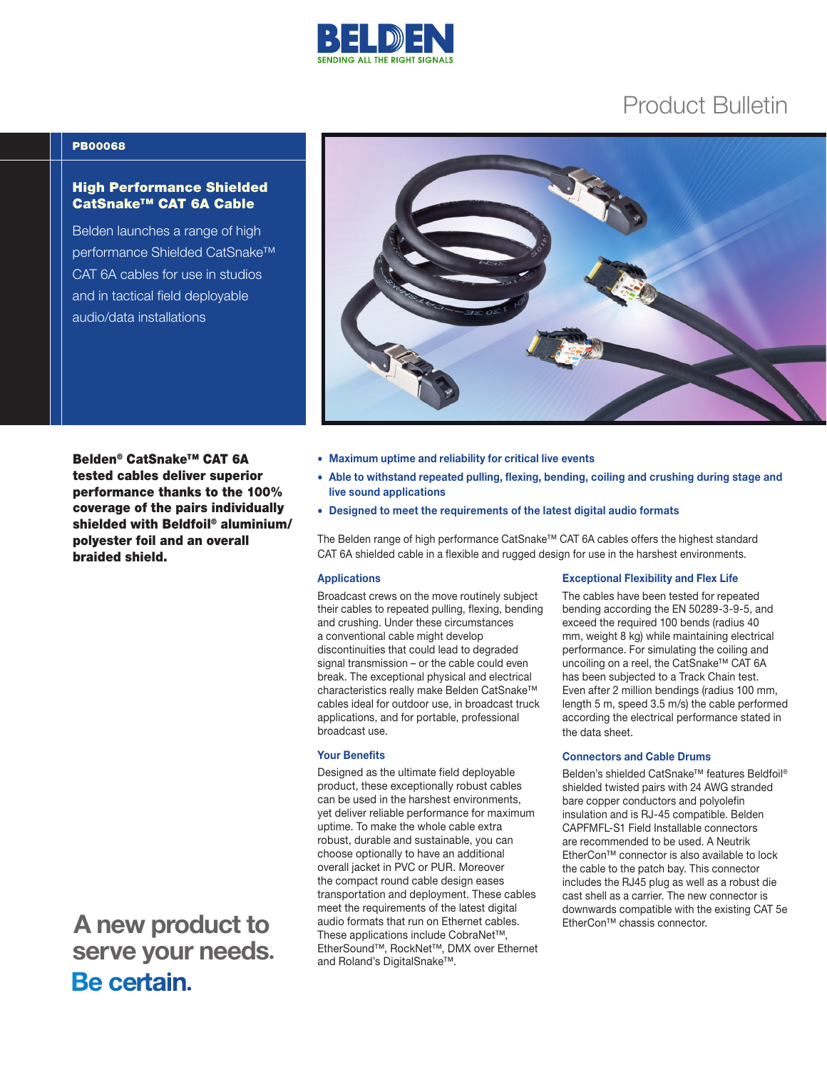BELDEN
SENDING ALL THE RIGHT SIGNALS

Product Bulletin

**PB00068**

## High Performance Shielded CatSnake™ CAT 6A Cable

Belden launches a range of high performance Shielded CatSnake™ CAT 6A cables for use in studios and in tactical field deployable audio/data installations

**Belden® CatSnake™ CAT 6A tested cables deliver superior performance thanks to the 100% coverage of the pairs individually shielded with Beldfoil® aluminium/ polyester foil and an overall braided shield.**

- **Maximum uptime and reliability for critical live events**
- **Able to withstand repeated pulling, flexing, bending, coiling and crushing during stage and live sound applications**
- **Designed to meet the requirements of the latest digital audio formats**

The Belden range of high performance CatSnake™ CAT 6A cables offers the highest standard CAT 6A shielded cable in a flexible and rugged design for use in the harshest environments.

### Applications

Broadcast crews on the move routinely subject their cables to repeated pulling, flexing, bending and crushing. Under these circumstances a conventional cable might develop discontinuities that could lead to degraded signal transmission – or the cable could even break. The exceptional physical and electrical characteristics really make Belden CatSnake™ cables ideal for outdoor use, in broadcast truck applications, and for portable, professional broadcast use.

### Your Benefits

Designed as the ultimate field deployable product, these exceptionally robust cables can be used in the harshest environments, yet deliver reliable performance for maximum uptime. To make the whole cable extra robust, durable and sustainable, you can choose optionally to have an additional overall jacket in PVC or PUR. Moreover the compact round cable design eases transportation and deployment. These cables meet the requirements of the latest digital audio formats that run on Ethernet cables. These applications include CobraNet™, EtherSound™, RockNet™, DMX over Ethernet and Roland's DigitalSnake™.

### Exceptional Flexibility and Flex Life

The cables have been tested for repeated bending according the EN 50289-3-9-5, and exceed the required 100 bends (radius 40 mm, weight 8 kg) while maintaining electrical performance. For simulating the coiling and uncoiling on a reel, the CatSnake™ CAT 6A has been subjected to a Track Chain test. Even after 2 million bendings (radius 100 mm, length 5 m, speed 3.5 m/s) the cable performed according the electrical performance stated in the data sheet.

### Connectors and Cable Drums

Belden's shielded CatSnake™ features Beldfoil® shielded twisted pairs with 24 AWG stranded bare copper conductors and polyolefin insulation and is RJ-45 compatible. Belden CAPFMFL-S1 Field Installable connectors are recommended to be used. A Neutrik EtherCon™ connector is also available to lock the cable to the patch bay. This connector includes the RJ45 plug as well as a robust die cast shell as a carrier. The new connector is downwards compatible with the existing CAT 5e EtherCon™ chassis connector.

A new product to serve your needs.
**Be certain.**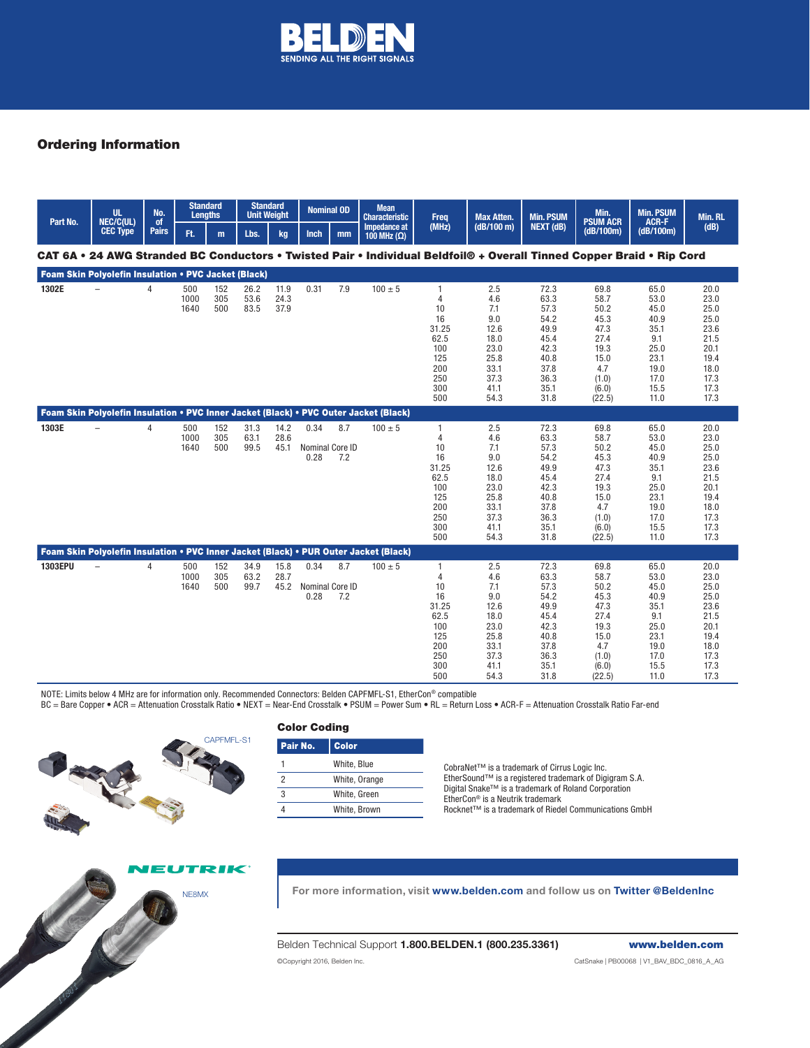## Ordering Information

| Part No. | UL NEC/C(UL) CEC Type | No. of Pairs | Standard Lengths | | Standard Unit Weight | | Nominal OD | | Mean Characteristic Impedance at 100 MHz (Ω) | Freq (MHz) | Max Atten. (dB/100 m) | Min. PSUM NEXT (dB) | Min. PSUM ACR (dB/100m) | Min. PSUM ACR-F (dB/100m) | Min. RL (dB) |
|---|---|---|---|---|---|---|---|---|---|---|---|---|---|---|---|
| | | | Ft. | m | Lbs. | kg | Inch | mm | | | | | | | |
| **CAT 6A • 24 AWG Stranded BC Conductors • Twisted Pair • Individual Beldfoil® + Overall Tinned Copper Braid • Rip Cord** | | | | | | | | | | | | | | | |
| **Foam Skin Polyolefin Insulation • PVC Jacket (Black)** | | | | | | | | | | | | | | | |
| **1302E** | – | 4 | 500 | 152 | 26.2 | 11.9 | 0.31 | 7.9 | 100 ± 5 | 1 | 2.5 | 72.3 | 69.8 | 65.0 | 20.0 |
| | | | 1000 | 305 | 53.6 | 24.3 | | | | 4 | 4.6 | 63.3 | 58.7 | 53.0 | 23.0 |
| | | | 1640 | 500 | 83.5 | 37.9 | | | | 10 | 7.1 | 57.3 | 50.2 | 45.0 | 25.0 |
| | | | | | | | | | | 16 | 9.0 | 54.2 | 45.3 | 40.9 | 25.0 |
| | | | | | | | | | | 31.25 | 12.6 | 49.9 | 47.3 | 35.1 | 23.6 |
| | | | | | | | | | | 62.5 | 18.0 | 45.4 | 27.4 | 9.1 | 21.5 |
| | | | | | | | | | | 100 | 23.0 | 42.3 | 19.3 | 25.0 | 20.1 |
| | | | | | | | | | | 125 | 25.8 | 40.8 | 15.0 | 23.1 | 19.4 |
| | | | | | | | | | | 200 | 33.1 | 37.8 | 4.7 | 19.0 | 18.0 |
| | | | | | | | | | | 250 | 37.3 | 36.3 | (1.0) | 17.0 | 17.3 |
| | | | | | | | | | | 300 | 41.1 | 35.1 | (6.0) | 15.5 | 17.3 |
| | | | | | | | | | | 500 | 54.3 | 31.8 | (22.5) | 11.0 | 17.3 |
| **Foam Skin Polyolefin Insulation • PVC Inner Jacket (Black) • PVC Outer Jacket (Black)** | | | | | | | | | | | | | | | |
| **1303E** | – | 4 | 500 | 152 | 31.3 | 14.2 | 0.34 | 8.7 | 100 ± 5 | 1 | 2.5 | 72.3 | 69.8 | 65.0 | 20.0 |
| | | | 1000 | 305 | 63.1 | 28.6 | | | | 4 | 4.6 | 63.3 | 58.7 | 53.0 | 23.0 |
| | | | 1640 | 500 | 99.5 | 45.1 | Nominal Core ID | | | 10 | 7.1 | 57.3 | 50.2 | 45.0 | 25.0 |
| | | | | | | | 0.28 | 7.2 | | 16 | 9.0 | 54.2 | 45.3 | 40.9 | 25.0 |
| | | | | | | | | | | 31.25 | 12.6 | 49.9 | 47.3 | 35.1 | 23.6 |
| | | | | | | | | | | 62.5 | 18.0 | 45.4 | 27.4 | 9.1 | 21.5 |
| | | | | | | | | | | 100 | 23.0 | 42.3 | 19.3 | 25.0 | 20.1 |
| | | | | | | | | | | 125 | 25.8 | 40.8 | 15.0 | 23.1 | 19.4 |
| | | | | | | | | | | 200 | 33.1 | 37.8 | 4.7 | 19.0 | 18.0 |
| | | | | | | | | | | 250 | 37.3 | 36.3 | (1.0) | 17.0 | 17.3 |
| | | | | | | | | | | 300 | 41.1 | 35.1 | (6.0) | 15.5 | 17.3 |
| | | | | | | | | | | 500 | 54.3 | 31.8 | (22.5) | 11.0 | 17.3 |
| **Foam Skin Polyolefin Insulation • PVC Inner Jacket (Black) • PUR Outer Jacket (Black)** | | | | | | | | | | | | | | | |
| **1303EPU** | – | 4 | 500 | 152 | 34.9 | 15.8 | 0.34 | 8.7 | 100 ± 5 | 1 | 2.5 | 72.3 | 69.8 | 65.0 | 20.0 |
| | | | 1000 | 305 | 63.2 | 28.7 | | | | 4 | 4.6 | 63.3 | 58.7 | 53.0 | 23.0 |
| | | | 1640 | 500 | 99.7 | 45.2 | Nominal Core ID | | | 10 | 7.1 | 57.3 | 50.2 | 45.0 | 25.0 |
| | | | | | | | 0.28 | 7.2 | | 16 | 9.0 | 54.2 | 45.3 | 40.9 | 25.0 |
| | | | | | | | | | | 31.25 | 12.6 | 49.9 | 47.3 | 35.1 | 23.6 |
| | | | | | | | | | | 62.5 | 18.0 | 45.4 | 27.4 | 9.1 | 21.5 |
| | | | | | | | | | | 100 | 23.0 | 42.3 | 19.3 | 25.0 | 20.1 |
| | | | | | | | | | | 125 | 25.8 | 40.8 | 15.0 | 23.1 | 19.4 |
| | | | | | | | | | | 200 | 33.1 | 37.8 | 4.7 | 19.0 | 18.0 |
| | | | | | | | | | | 250 | 37.3 | 36.3 | (1.0) | 17.0 | 17.3 |
| | | | | | | | | | | 300 | 41.1 | 35.1 | (6.0) | 15.5 | 17.3 |
| | | | | | | | | | | 500 | 54.3 | 31.8 | (22.5) | 11.0 | 17.3 |

NOTE: Limits below 4 MHz are for information only. Recommended Connectors: Belden CAPFMFL-S1, EtherCon® compatible

BC = Bare Copper • ACR = Attenuation Crosstalk Ratio • NEXT = Near-End Crosstalk • PSUM = Power Sum • RL = Return Loss • ACR-F = Attenuation Crosstalk Ratio Far-end

CAPFMFL-S1

### Color Coding

| Pair No. | Color |
|---|---|
| 1 | White, Blue |
| 2 | White, Orange |
| 3 | White, Green |
| 4 | White, Brown |

CobraNet™ is a trademark of Cirrus Logic Inc.
EtherSound™ is a registered trademark of Digigram S.A.
Digital Snake™ is a trademark of Roland Corporation
EtherCon® is a Neutrik trademark
Rocknet™ is a trademark of Riedel Communications GmbH

NEUTRIK

NE8MX

For more information, visit **www.belden.com** and follow us on **Twitter @BeldenInc**

Belden Technical Support **1.800.BELDEN.1 (800.235.3361)** **www.belden.com**

©Copyright 2016, Belden Inc.

CatSnake | PB00068 | V1_BAV_BDC_0816_A_AG